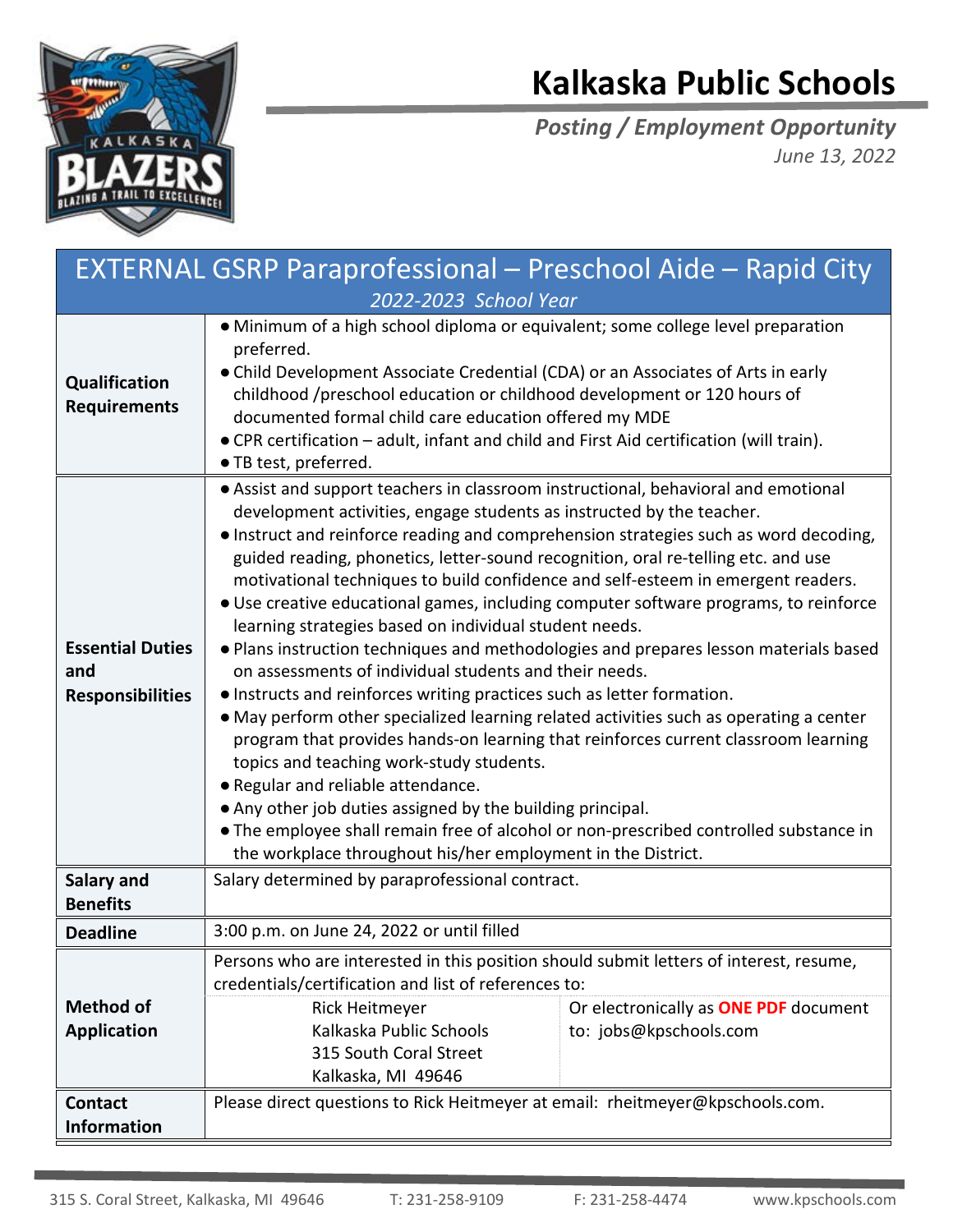# Kalkaska Public Schools

***Posting / Employment Opportunity***

*June 13, 2022*

## EXTERNAL GSRP Paraprofessional – Preschool Aide – Rapid City

*2022-2023 School Year*

| | |
|---|---|
| **Qualification Requirements** | • Minimum of a high school diploma or equivalent; some college level preparation preferred.<br>• Child Development Associate Credential (CDA) or an Associates of Arts in early childhood /preschool education or childhood development or 120 hours of documented formal child care education offered my MDE<br>• CPR certification – adult, infant and child and First Aid certification (will train).<br>• TB test, preferred. |
| **Essential Duties and Responsibilities** | • Assist and support teachers in classroom instructional, behavioral and emotional development activities, engage students as instructed by the teacher.<br>• Instruct and reinforce reading and comprehension strategies such as word decoding, guided reading, phonetics, letter-sound recognition, oral re-telling etc. and use motivational techniques to build confidence and self-esteem in emergent readers.<br>• Use creative educational games, including computer software programs, to reinforce learning strategies based on individual student needs.<br>• Plans instruction techniques and methodologies and prepares lesson materials based on assessments of individual students and their needs.<br>• Instructs and reinforces writing practices such as letter formation.<br>• May perform other specialized learning related activities such as operating a center program that provides hands-on learning that reinforces current classroom learning topics and teaching work-study students.<br>• Regular and reliable attendance.<br>• Any other job duties assigned by the building principal.<br>• The employee shall remain free of alcohol or non-prescribed controlled substance in the workplace throughout his/her employment in the District. |
| **Salary and Benefits** | Salary determined by paraprofessional contract. |
| **Deadline** | 3:00 p.m. on June 24, 2022 or until filled |
| **Method of Application** | Persons who are interested in this position should submit letters of interest, resume, credentials/certification and list of references to:<br>Rick Heitmeyer<br>Kalkaska Public Schools<br>315 South Coral Street<br>Kalkaska, MI 49646<br>Or electronically as **ONE PDF** document to: jobs@kpschools.com |
| **Contact Information** | Please direct questions to Rick Heitmeyer at email: rheitmeyer@kpschools.com. |

315 S. Coral Street, Kalkaska, MI 49646 T: 231-258-9109 F: 231-258-4474 www.kpschools.com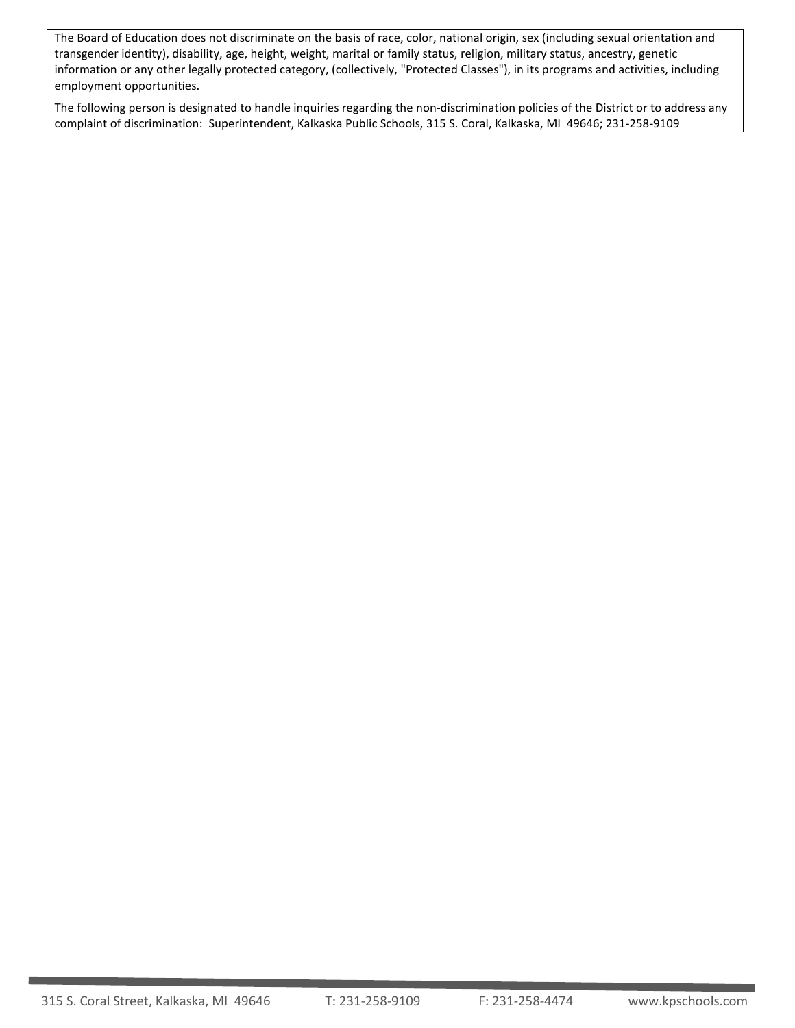The Board of Education does not discriminate on the basis of race, color, national origin, sex (including sexual orientation and transgender identity), disability, age, height, weight, marital or family status, religion, military status, ancestry, genetic information or any other legally protected category, (collectively, "Protected Classes"), in its programs and activities, including employment opportunities.

The following person is designated to handle inquiries regarding the non-discrimination policies of the District or to address any complaint of discrimination: Superintendent, Kalkaska Public Schools, 315 S. Coral, Kalkaska, MI 49646; 231-258-9109